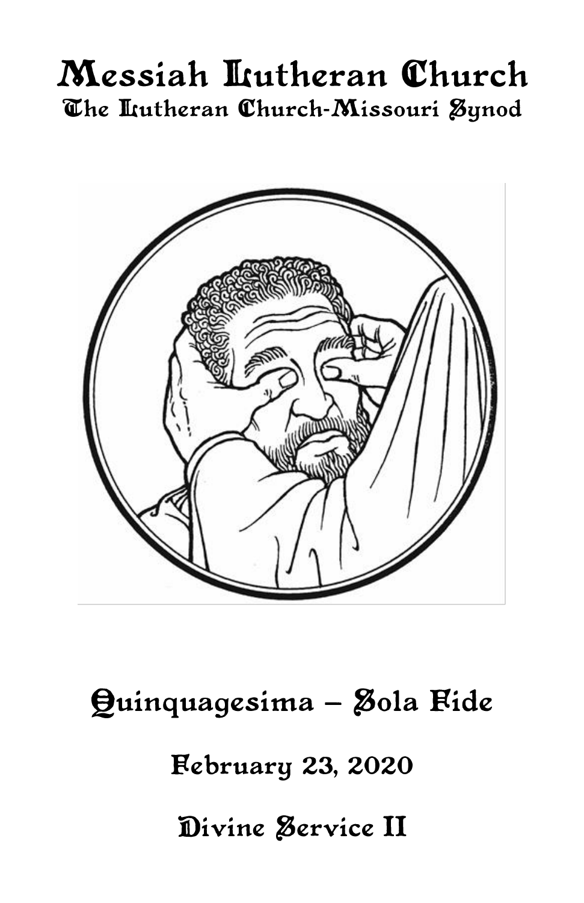# Messiah Lutheran Church

## The Lutheran Church-Missouri Synod

## Quinquagesima – Sola Fide

## February 23, 2020

## Divine Service II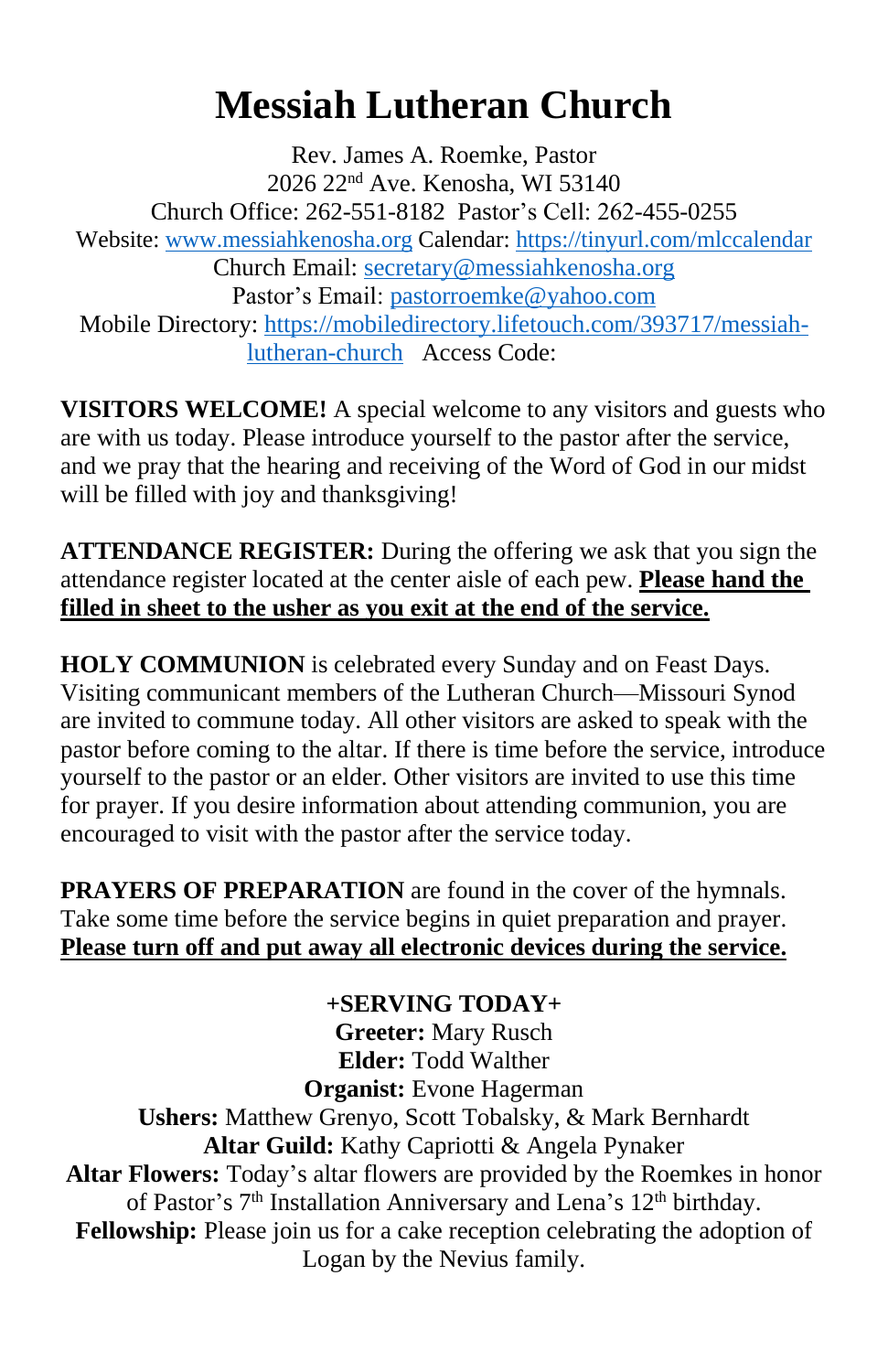# Messiah Lutheran Church

Rev. James A. Roemke, Pastor
2026 22nd Ave. Kenosha, WI 53140
Church Office: 262-551-8182 Pastor's Cell: 262-455-0255
Website: www.messiahkenosha.org Calendar: https://tinyurl.com/mlccalendar
Church Email: secretary@messiahkenosha.org
Pastor's Email: pastorroemke@yahoo.com
Mobile Directory: https://mobiledirectory.lifetouch.com/393717/messiah-lutheran-church Access Code:

**VISITORS WELCOME!** A special welcome to any visitors and guests who are with us today. Please introduce yourself to the pastor after the service, and we pray that the hearing and receiving of the Word of God in our midst will be filled with joy and thanksgiving!

**ATTENDANCE REGISTER:** During the offering we ask that you sign the attendance register located at the center aisle of each pew. **Please hand the filled in sheet to the usher as you exit at the end of the service.**

**HOLY COMMUNION** is celebrated every Sunday and on Feast Days. Visiting communicant members of the Lutheran Church—Missouri Synod are invited to commune today. All other visitors are asked to speak with the pastor before coming to the altar. If there is time before the service, introduce yourself to the pastor or an elder. Other visitors are invited to use this time for prayer. If you desire information about attending communion, you are encouraged to visit with the pastor after the service today.

**PRAYERS OF PREPARATION** are found in the cover of the hymnals. Take some time before the service begins in quiet preparation and prayer. **Please turn off and put away all electronic devices during the service.**

**+SERVING TODAY+**

**Greeter:** Mary Rusch
**Elder:** Todd Walther
**Organist:** Evone Hagerman
**Ushers:** Matthew Grenyo, Scott Tobalsky, & Mark Bernhardt
**Altar Guild:** Kathy Capriotti & Angela Pynaker
**Altar Flowers:** Today's altar flowers are provided by the Roemkes in honor of Pastor's 7th Installation Anniversary and Lena's 12th birthday.
**Fellowship:** Please join us for a cake reception celebrating the adoption of Logan by the Nevius family.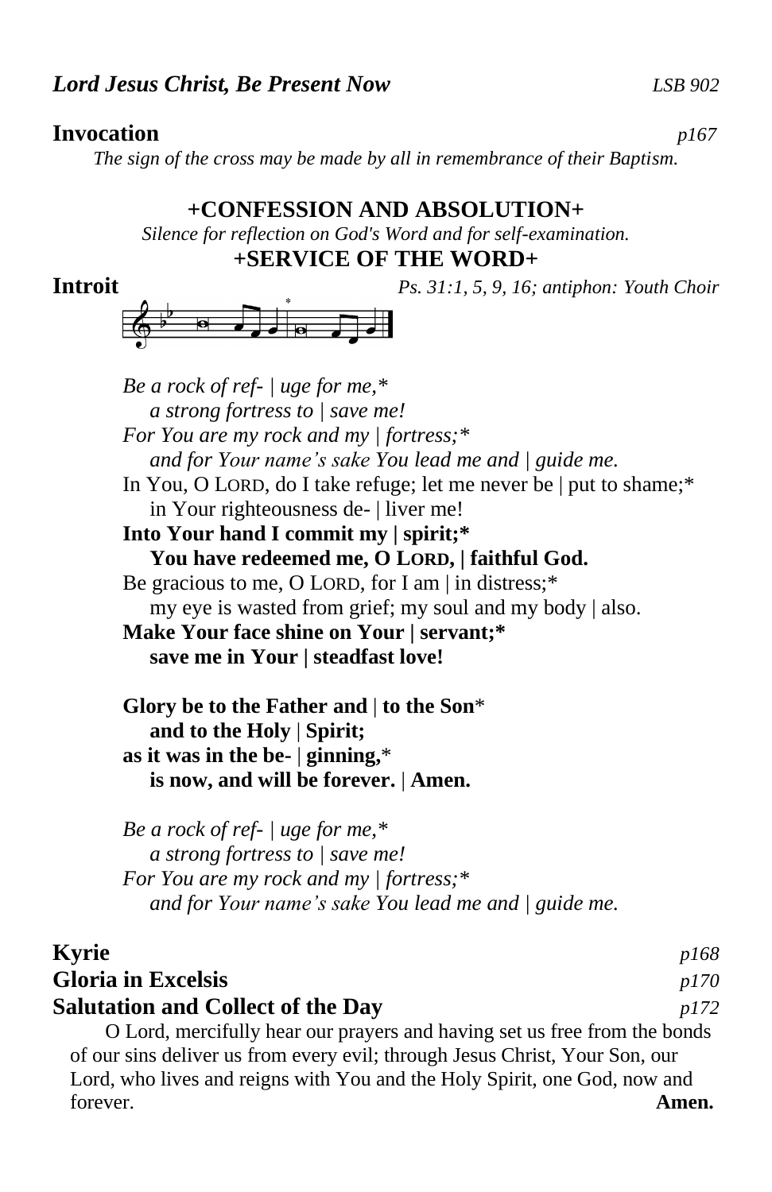***Lord Jesus Christ, Be Present Now*** *LSB 902*

**Invocation** *p167*

*The sign of the cross may be made by all in remembrance of their Baptism.*

## +CONFESSION AND ABSOLUTION+

*Silence for reflection on God's Word and for self-examination.*

## +SERVICE OF THE WORD+

**Introit** *Ps. 31:1, 5, 9, 16; antiphon: Youth Choir*

*Be a rock of ref- | uge for me,**
*a strong fortress to | save me!*
*For You are my rock and my | fortress;**
*and for Your name's sake You lead me and | guide me.*
In You, O LORD, do I take refuge; let me never be | put to shame;*
in Your righteousness de- | liver me!
**Into Your hand I commit my | spirit;***
**You have redeemed me, O LORD, | faithful God.**
Be gracious to me, O LORD, for I am | in distress;*
my eye is wasted from grief; my soul and my body | also.
**Make Your face shine on Your | servant;***
**save me in Your | steadfast love!**

**Glory be to the Father and | to the Son***
**and to the Holy | Spirit;**
**as it was in the be- | ginning,***
**is now, and will be forever. | Amen.**

*Be a rock of ref- | uge for me,**
*a strong fortress to | save me!*
*For You are my rock and my | fortress;**
*and for Your name's sake You lead me and | guide me.*

**Kyrie** *p168*

**Gloria in Excelsis** *p170*

**Salutation and Collect of the Day** *p172*

O Lord, mercifully hear our prayers and having set us free from the bonds of our sins deliver us from every evil; through Jesus Christ, Your Son, our Lord, who lives and reigns with You and the Holy Spirit, one God, now and forever. **Amen.**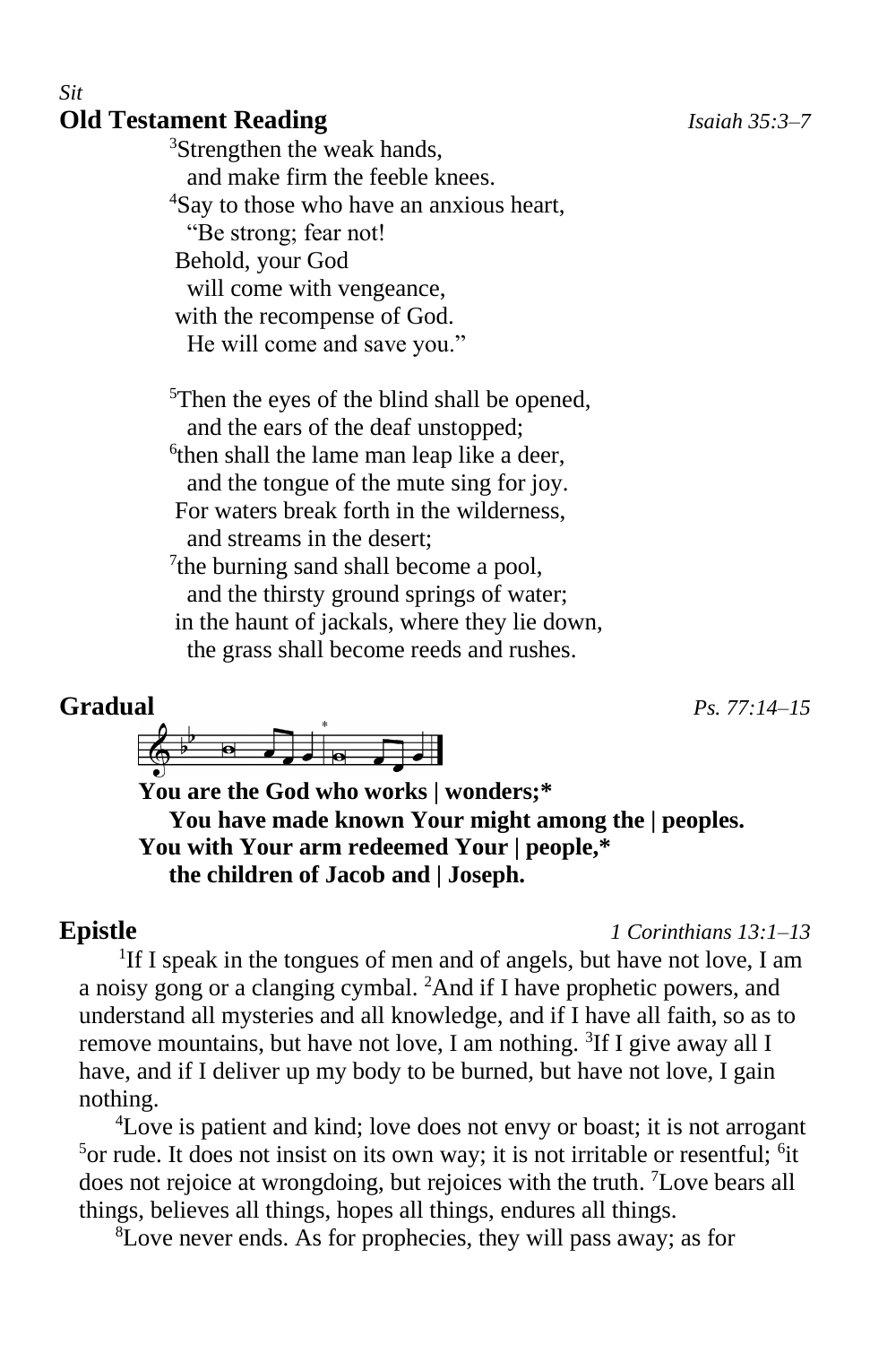*Sit*

## Old Testament Reading *Isaiah 35:3–7*

[3]Strengthen the weak hands,
  and make firm the feeble knees.
[4]Say to those who have an anxious heart,
  "Be strong; fear not!
 Behold, your God
  will come with vengeance,
 with the recompense of God.
  He will come and save you."

[5]Then the eyes of the blind shall be opened,
  and the ears of the deaf unstopped;
[6]then shall the lame man leap like a deer,
  and the tongue of the mute sing for joy.
 For waters break forth in the wilderness,
  and streams in the desert;
[7]the burning sand shall become a pool,
  and the thirsty ground springs of water;
 in the haunt of jackals, where they lie down,
  the grass shall become reeds and rushes.

## Gradual *Ps. 77:14–15*

**You are the God who works | wonders;***
  **You have made known Your might among the | peoples.**
**You with Your arm redeemed Your | people,***
  **the children of Jacob and | Joseph.**

## Epistle *1 Corinthians 13:1–13*

[1]If I speak in the tongues of men and of angels, but have not love, I am a noisy gong or a clanging cymbal. [2]And if I have prophetic powers, and understand all mysteries and all knowledge, and if I have all faith, so as to remove mountains, but have not love, I am nothing. [3]If I give away all I have, and if I deliver up my body to be burned, but have not love, I gain nothing.

[4]Love is patient and kind; love does not envy or boast; it is not arrogant [5]or rude. It does not insist on its own way; it is not irritable or resentful; [6]it does not rejoice at wrongdoing, but rejoices with the truth. [7]Love bears all things, believes all things, hopes all things, endures all things.

[8]Love never ends. As for prophecies, they will pass away; as for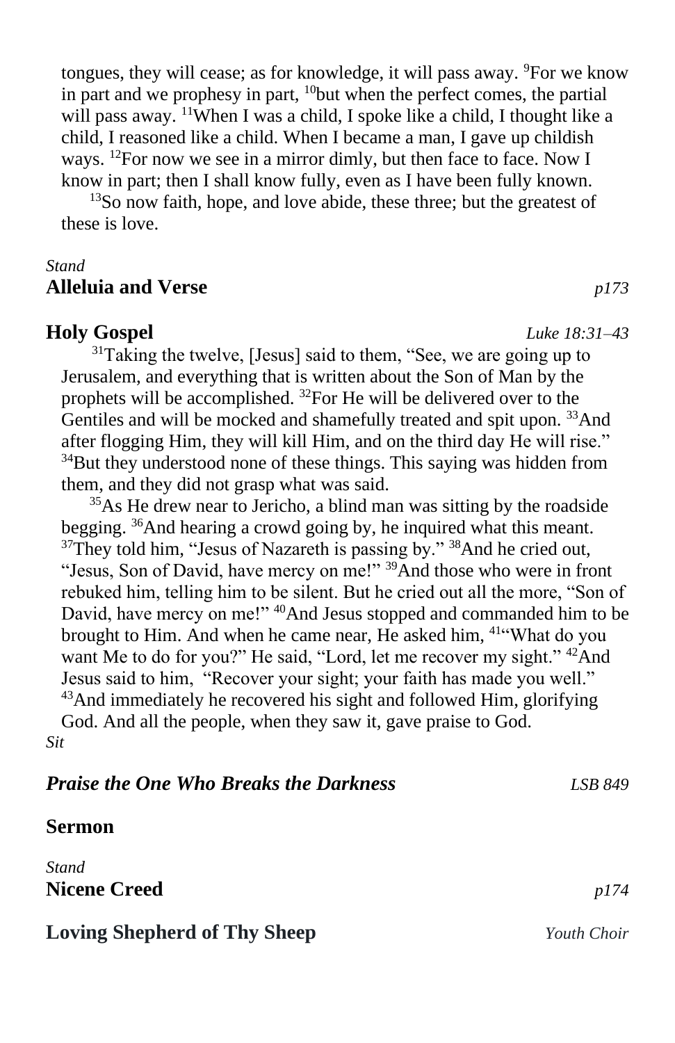tongues, they will cease; as for knowledge, it will pass away. [9]For we know in part and we prophesy in part, [10]but when the perfect comes, the partial will pass away. [11]When I was a child, I spoke like a child, I thought like a child, I reasoned like a child. When I became a man, I gave up childish ways. [12]For now we see in a mirror dimly, but then face to face. Now I know in part; then I shall know fully, even as I have been fully known.

[13]So now faith, hope, and love abide, these three; but the greatest of these is love.

*Stand*

**Alleluia and Verse** *p173*

**Holy Gospel** *Luke 18:31–43*

[31]Taking the twelve, [Jesus] said to them, "See, we are going up to Jerusalem, and everything that is written about the Son of Man by the prophets will be accomplished. [32]For He will be delivered over to the Gentiles and will be mocked and shamefully treated and spit upon. [33]And after flogging Him, they will kill Him, and on the third day He will rise." [34]But they understood none of these things. This saying was hidden from them, and they did not grasp what was said.

[35]As He drew near to Jericho, a blind man was sitting by the roadside begging. [36]And hearing a crowd going by, he inquired what this meant. [37]They told him, "Jesus of Nazareth is passing by." [38]And he cried out, "Jesus, Son of David, have mercy on me!" [39]And those who were in front rebuked him, telling him to be silent. But he cried out all the more, "Son of David, have mercy on me!" [40]And Jesus stopped and commanded him to be brought to Him. And when he came near, He asked him, [41]"What do you want Me to do for you?" He said, "Lord, let me recover my sight." [42]And Jesus said to him, "Recover your sight; your faith has made you well." [43]And immediately he recovered his sight and followed Him, glorifying God. And all the people, when they saw it, gave praise to God.

*Sit*

***Praise the One Who Breaks the Darkness*** *LSB 849*

**Sermon**

*Stand*

**Nicene Creed** *p174*

**Loving Shepherd of Thy Sheep** *Youth Choir*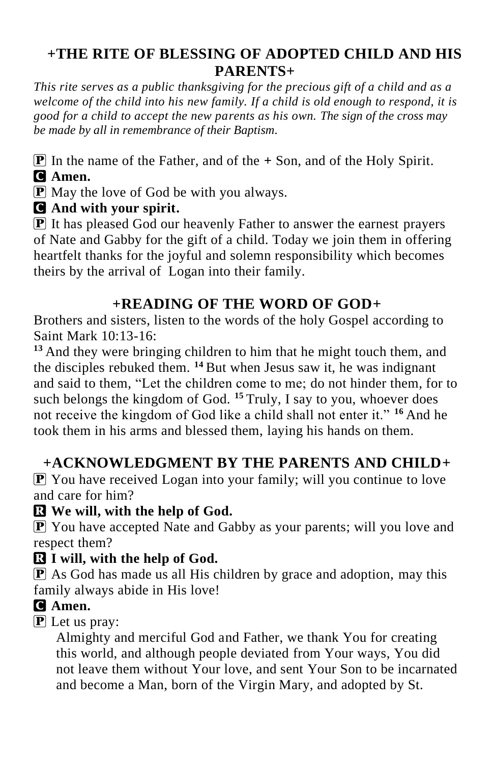## +THE RITE OF BLESSING OF ADOPTED CHILD AND HIS PARENTS+

*This rite serves as a public thanksgiving for the precious gift of a child and as a welcome of the child into his new family. If a child is old enough to respond, it is good for a child to accept the new parents as his own. The sign of the cross may be made by all in remembrance of their Baptism.*

P In the name of the Father, and of the + Son, and of the Holy Spirit.

**C Amen.**

P May the love of God be with you always.

**C And with your spirit.**

P It has pleased God our heavenly Father to answer the earnest prayers of Nate and Gabby for the gift of a child. Today we join them in offering heartfelt thanks for the joyful and solemn responsibility which becomes theirs by the arrival of Logan into their family.

## +READING OF THE WORD OF GOD+

Brothers and sisters, listen to the words of the holy Gospel according to Saint Mark 10:13-16:

**13** And they were bringing children to him that he might touch them, and the disciples rebuked them. **14** But when Jesus saw it, he was indignant and said to them, "Let the children come to me; do not hinder them, for to such belongs the kingdom of God. **15** Truly, I say to you, whoever does not receive the kingdom of God like a child shall not enter it." **16** And he took them in his arms and blessed them, laying his hands on them.

## +ACKNOWLEDGMENT BY THE PARENTS AND CHILD+

P You have received Logan into your family; will you continue to love and care for him?

**R We will, with the help of God.**

P You have accepted Nate and Gabby as your parents; will you love and respect them?

**R I will, with the help of God.**

P As God has made us all His children by grace and adoption, may this family always abide in His love!

**C Amen.**

P Let us pray:

Almighty and merciful God and Father, we thank You for creating this world, and although people deviated from Your ways, You did not leave them without Your love, and sent Your Son to be incarnated and become a Man, born of the Virgin Mary, and adopted by St.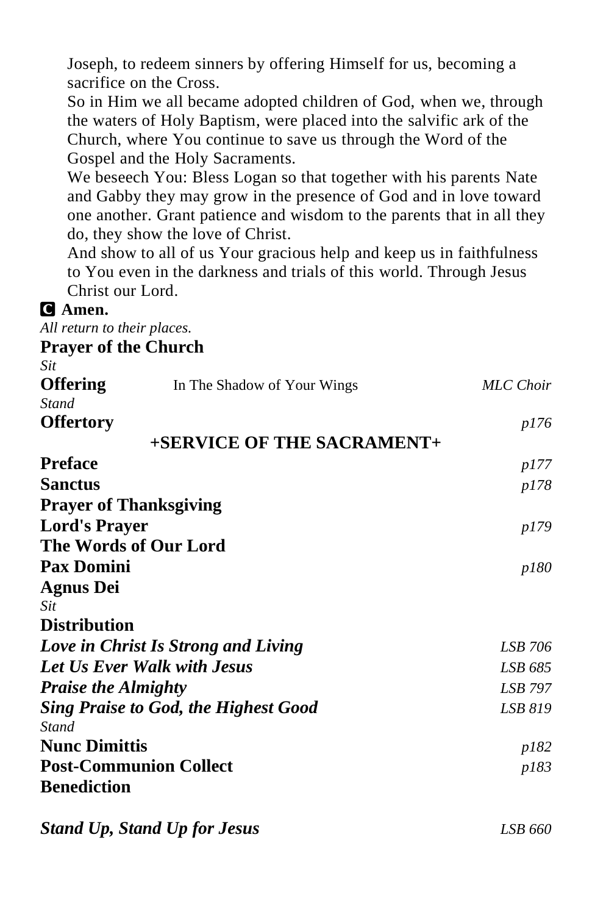Joseph, to redeem sinners by offering Himself for us, becoming a sacrifice on the Cross.

So in Him we all became adopted children of God, when we, through the waters of Holy Baptism, were placed into the salvific ark of the Church, where You continue to save us through the Word of the Gospel and the Holy Sacraments.

We beseech You: Bless Logan so that together with his parents Nate and Gabby they may grow in the presence of God and in love toward one another. Grant patience and wisdom to the parents that in all they do, they show the love of Christ.

And show to all of us Your gracious help and keep us in faithfulness to You even in the darkness and trials of this world. Through Jesus Christ our Lord.

**C Amen.**

*All return to their places.*

**Prayer of the Church**

*Sit*

**Offering** In The Shadow of Your Wings *MLC Choir*

*Stand*

**Offertory** *p176*

**+SERVICE OF THE SACRAMENT+**

**Preface** *p177*

**Sanctus** *p178*

**Prayer of Thanksgiving**

**Lord's Prayer** *p179*

**The Words of Our Lord**

**Pax Domini** *p180*

**Agnus Dei**

*Sit*

**Distribution**

***Love in Christ Is Strong and Living*** *LSB 706*

***Let Us Ever Walk with Jesus*** *LSB 685*

***Praise the Almighty*** *LSB 797*

***Sing Praise to God, the Highest Good*** *LSB 819*

*Stand*

**Nunc Dimittis** *p182*

**Post-Communion Collect** *p183*

**Benediction**

***Stand Up, Stand Up for Jesus*** *LSB 660*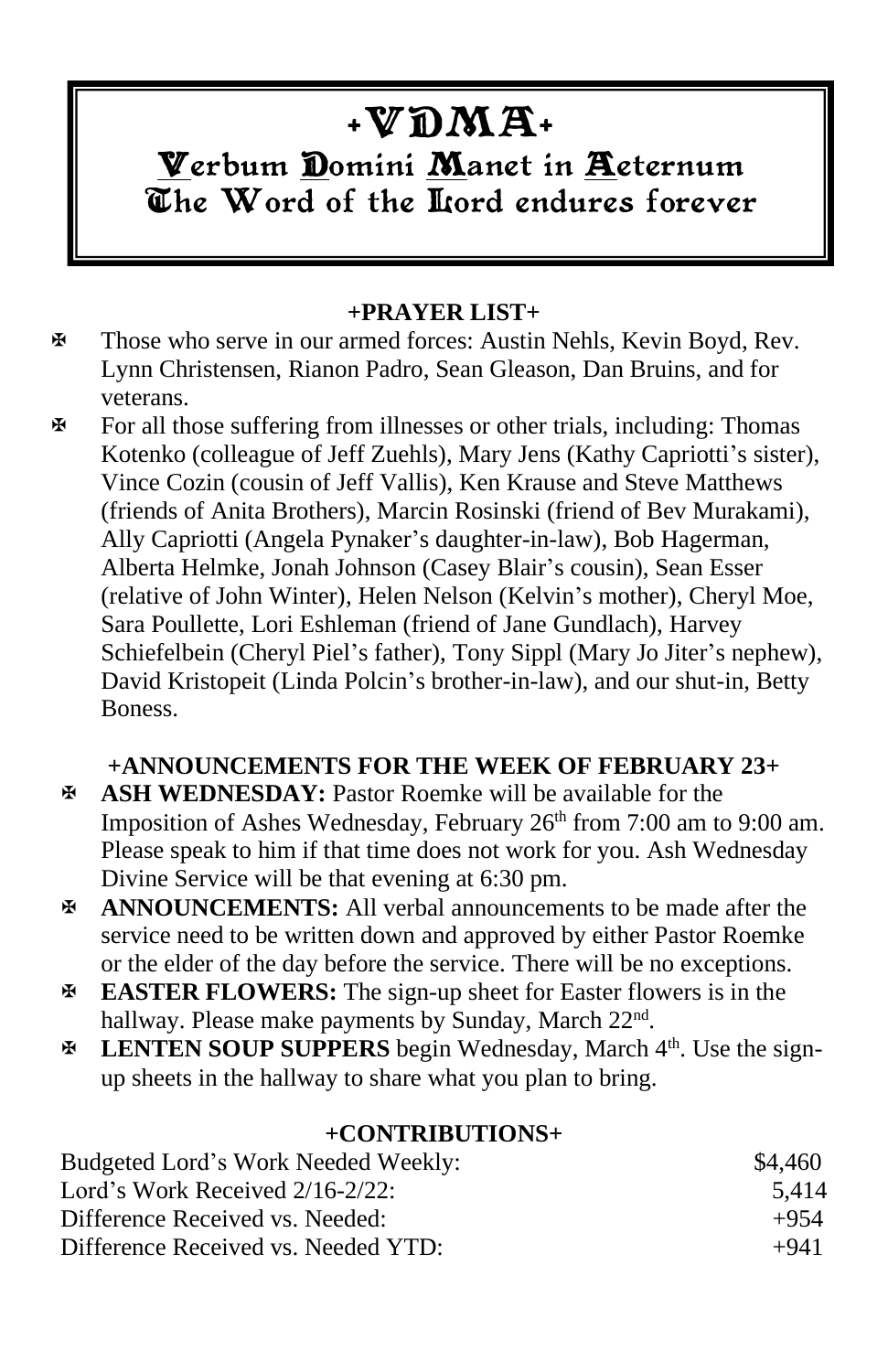# +VDMA+

## Verbum Domini Manet in Aeternum
## The Word of the Lord endures forever

**+PRAYER LIST+**

- ✠ Those who serve in our armed forces: Austin Nehls, Kevin Boyd, Rev. Lynn Christensen, Rianon Padro, Sean Gleason, Dan Bruins, and for veterans.
- ✠ For all those suffering from illnesses or other trials, including: Thomas Kotenko (colleague of Jeff Zuehls), Mary Jens (Kathy Capriotti's sister), Vince Cozin (cousin of Jeff Vallis), Ken Krause and Steve Matthews (friends of Anita Brothers), Marcin Rosinski (friend of Bev Murakami), Ally Capriotti (Angela Pynaker's daughter-in-law), Bob Hagerman, Alberta Helmke, Jonah Johnson (Casey Blair's cousin), Sean Esser (relative of John Winter), Helen Nelson (Kelvin's mother), Cheryl Moe, Sara Poullette, Lori Eshleman (friend of Jane Gundlach), Harvey Schiefelbein (Cheryl Piel's father), Tony Sippl (Mary Jo Jiter's nephew), David Kristopeit (Linda Polcin's brother-in-law), and our shut-in, Betty Boness.

**+ANNOUNCEMENTS FOR THE WEEK OF FEBRUARY 23+**

- ✠ **ASH WEDNESDAY:** Pastor Roemke will be available for the Imposition of Ashes Wednesday, February 26th from 7:00 am to 9:00 am. Please speak to him if that time does not work for you. Ash Wednesday Divine Service will be that evening at 6:30 pm.
- ✠ **ANNOUNCEMENTS:** All verbal announcements to be made after the service need to be written down and approved by either Pastor Roemke or the elder of the day before the service. There will be no exceptions.
- ✠ **EASTER FLOWERS:** The sign-up sheet for Easter flowers is in the hallway. Please make payments by Sunday, March 22nd.
- ✠ **LENTEN SOUP SUPPERS** begin Wednesday, March 4th. Use the sign-up sheets in the hallway to share what you plan to bring.

**+CONTRIBUTIONS+**

| | |
|---|---|
| Budgeted Lord's Work Needed Weekly: | $4,460 |
| Lord's Work Received 2/16-2/22: | 5,414 |
| Difference Received vs. Needed: | +954 |
| Difference Received vs. Needed YTD: | +941 |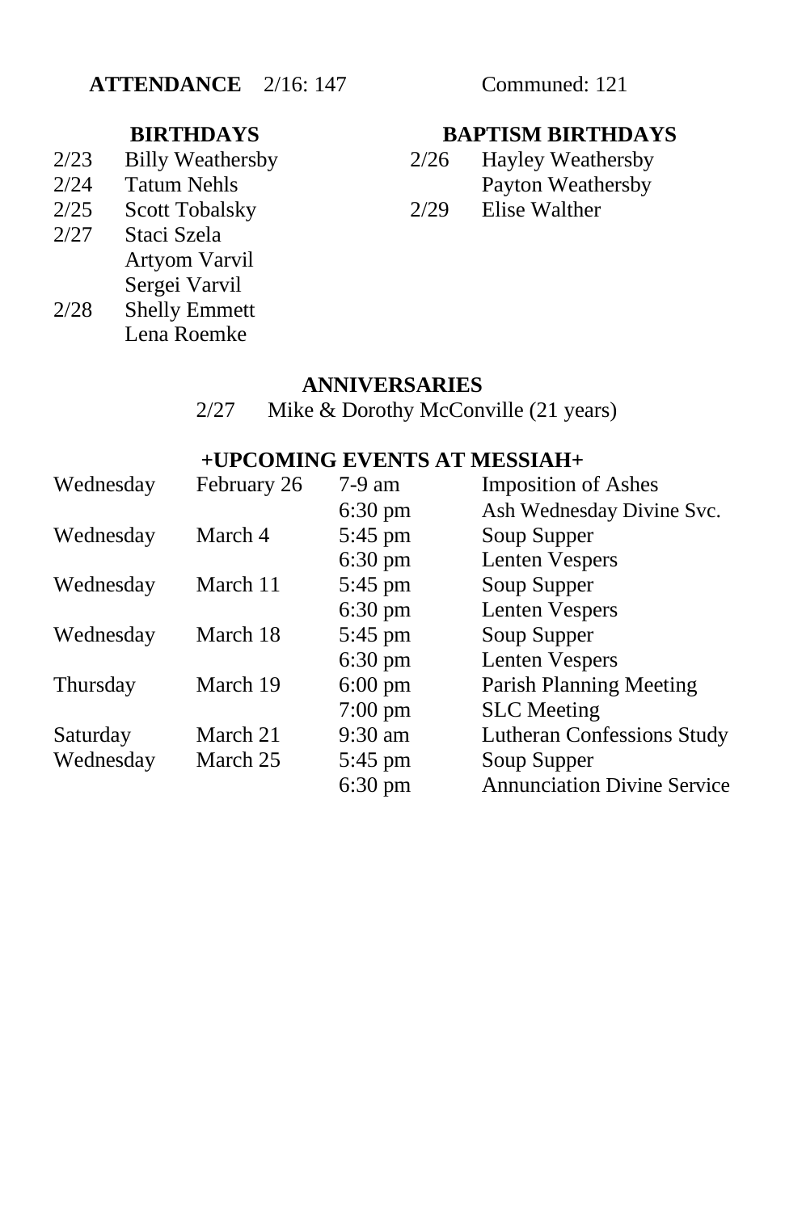**ATTENDANCE** 2/16: 147 Communed: 121

## BIRTHDAYS

| | |
|---|---|
| 2/23 | Billy Weathersby |
| 2/24 | Tatum Nehls |
| 2/25 | Scott Tobalsky |
| 2/27 | Staci Szela |
| | Artyom Varvil |
| | Sergei Varvil |
| 2/28 | Shelly Emmett |
| | Lena Roemke |

## BAPTISM BIRTHDAYS

| | |
|---|---|
| 2/26 | Hayley Weathersby |
| | Payton Weathersby |
| 2/29 | Elise Walther |

## ANNIVERSARIES

2/27 Mike & Dorothy McConville (21 years)

## +UPCOMING EVENTS AT MESSIAH+

| | | | |
|---|---|---|---|
| Wednesday | February 26 | 7-9 am | Imposition of Ashes |
| | | 6:30 pm | Ash Wednesday Divine Svc. |
| Wednesday | March 4 | 5:45 pm | Soup Supper |
| | | 6:30 pm | Lenten Vespers |
| Wednesday | March 11 | 5:45 pm | Soup Supper |
| | | 6:30 pm | Lenten Vespers |
| Wednesday | March 18 | 5:45 pm | Soup Supper |
| | | 6:30 pm | Lenten Vespers |
| Thursday | March 19 | 6:00 pm | Parish Planning Meeting |
| | | 7:00 pm | SLC Meeting |
| Saturday | March 21 | 9:30 am | Lutheran Confessions Study |
| Wednesday | March 25 | 5:45 pm | Soup Supper |
| | | 6:30 pm | Annunciation Divine Service |